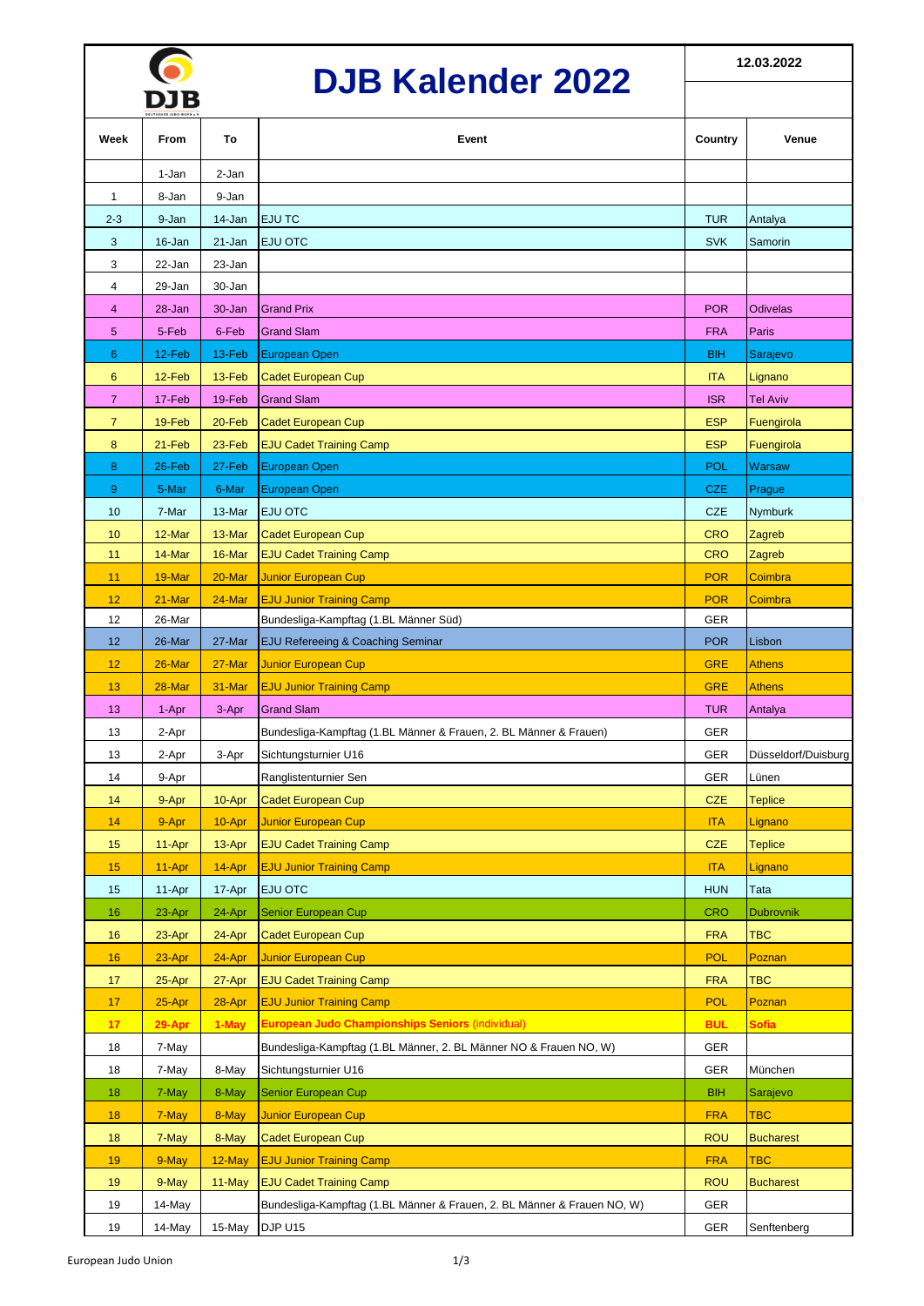# DJB Kalender 2022

12.03.2022

| Week | From | To | Event | Country | Venue |
|---|---|---|---|---|---|
| | 1-Jan | 2-Jan | | | |
| 1 | 8-Jan | 9-Jan | | | |
| 2-3 | 9-Jan | 14-Jan | EJU TC | TUR | Antalya |
| 3 | 16-Jan | 21-Jan | EJU OTC | SVK | Samorin |
| 3 | 22-Jan | 23-Jan | | | |
| 4 | 29-Jan | 30-Jan | | | |
| 4 | 28-Jan | 30-Jan | Grand Prix | POR | Odivelas |
| 5 | 5-Feb | 6-Feb | Grand Slam | FRA | Paris |
| 6 | 12-Feb | 13-Feb | European Open | BIH | Sarajevo |
| 6 | 12-Feb | 13-Feb | Cadet European Cup | ITA | Lignano |
| 7 | 17-Feb | 19-Feb | Grand Slam | ISR | Tel Aviv |
| 7 | 19-Feb | 20-Feb | Cadet European Cup | ESP | Fuengirola |
| 8 | 21-Feb | 23-Feb | EJU Cadet Training Camp | ESP | Fuengirola |
| 8 | 26-Feb | 27-Feb | European Open | POL | Warsaw |
| 9 | 5-Mar | 6-Mar | European Open | CZE | Prague |
| 10 | 7-Mar | 13-Mar | EJU OTC | CZE | Nymburk |
| 10 | 12-Mar | 13-Mar | Cadet European Cup | CRO | Zagreb |
| 11 | 14-Mar | 16-Mar | EJU Cadet Training Camp | CRO | Zagreb |
| 11 | 19-Mar | 20-Mar | Junior European Cup | POR | Coimbra |
| 12 | 21-Mar | 24-Mar | EJU Junior Training Camp | POR | Coimbra |
| 12 | 26-Mar | | Bundesliga-Kampftag (1.BL Männer Süd) | GER | |
| 12 | 26-Mar | 27-Mar | EJU Refereeing & Coaching Seminar | POR | Lisbon |
| 12 | 26-Mar | 27-Mar | Junior European Cup | GRE | Athens |
| 13 | 28-Mar | 31-Mar | EJU Junior Training Camp | GRE | Athens |
| 13 | 1-Apr | 3-Apr | Grand Slam | TUR | Antalya |
| 13 | 2-Apr | | Bundesliga-Kampftag (1.BL Männer & Frauen, 2. BL Männer & Frauen) | GER | |
| 13 | 2-Apr | 3-Apr | Sichtungsturnier U16 | GER | Düsseldorf/Duisburg |
| 14 | 9-Apr | | Ranglistenturnier Sen | GER | Lünen |
| 14 | 9-Apr | 10-Apr | Cadet European Cup | CZE | Teplice |
| 14 | 9-Apr | 10-Apr | Junior European Cup | ITA | Lignano |
| 15 | 11-Apr | 13-Apr | EJU Cadet Training Camp | CZE | Teplice |
| 15 | 11-Apr | 14-Apr | EJU Junior Training Camp | ITA | Lignano |
| 15 | 11-Apr | 17-Apr | EJU OTC | HUN | Tata |
| 16 | 23-Apr | 24-Apr | Senior European Cup | CRO | Dubrovnik |
| 16 | 23-Apr | 24-Apr | Cadet European Cup | FRA | TBC |
| 16 | 23-Apr | 24-Apr | Junior European Cup | POL | Poznan |
| 17 | 25-Apr | 27-Apr | EJU Cadet Training Camp | FRA | TBC |
| 17 | 25-Apr | 28-Apr | EJU Junior Training Camp | POL | Poznan |
| **17** | **29-Apr** | **1-May** | **European Judo Championships Seniors** (individual) | **BUL** | **Sofia** |
| 18 | 7-May | | Bundesliga-Kampftag (1.BL Männer, 2. BL Männer NO & Frauen NO, W) | GER | |
| 18 | 7-May | 8-May | Sichtungsturnier U16 | GER | München |
| 18 | 7-May | 8-May | Senior European Cup | BIH | Sarajevo |
| 18 | 7-May | 8-May | Junior European Cup | FRA | TBC |
| 18 | 7-May | 8-May | Cadet European Cup | ROU | Bucharest |
| 19 | 9-May | 12-May | EJU Junior Training Camp | FRA | TBC |
| 19 | 9-May | 11-May | EJU Cadet Training Camp | ROU | Bucharest |
| 19 | 14-May | | Bundesliga-Kampftag (1.BL Männer & Frauen, 2. BL Männer & Frauen NO, W) | GER | |
| 19 | 14-May | 15-May | DJP U15 | GER | Senftenberg |

European Judo Union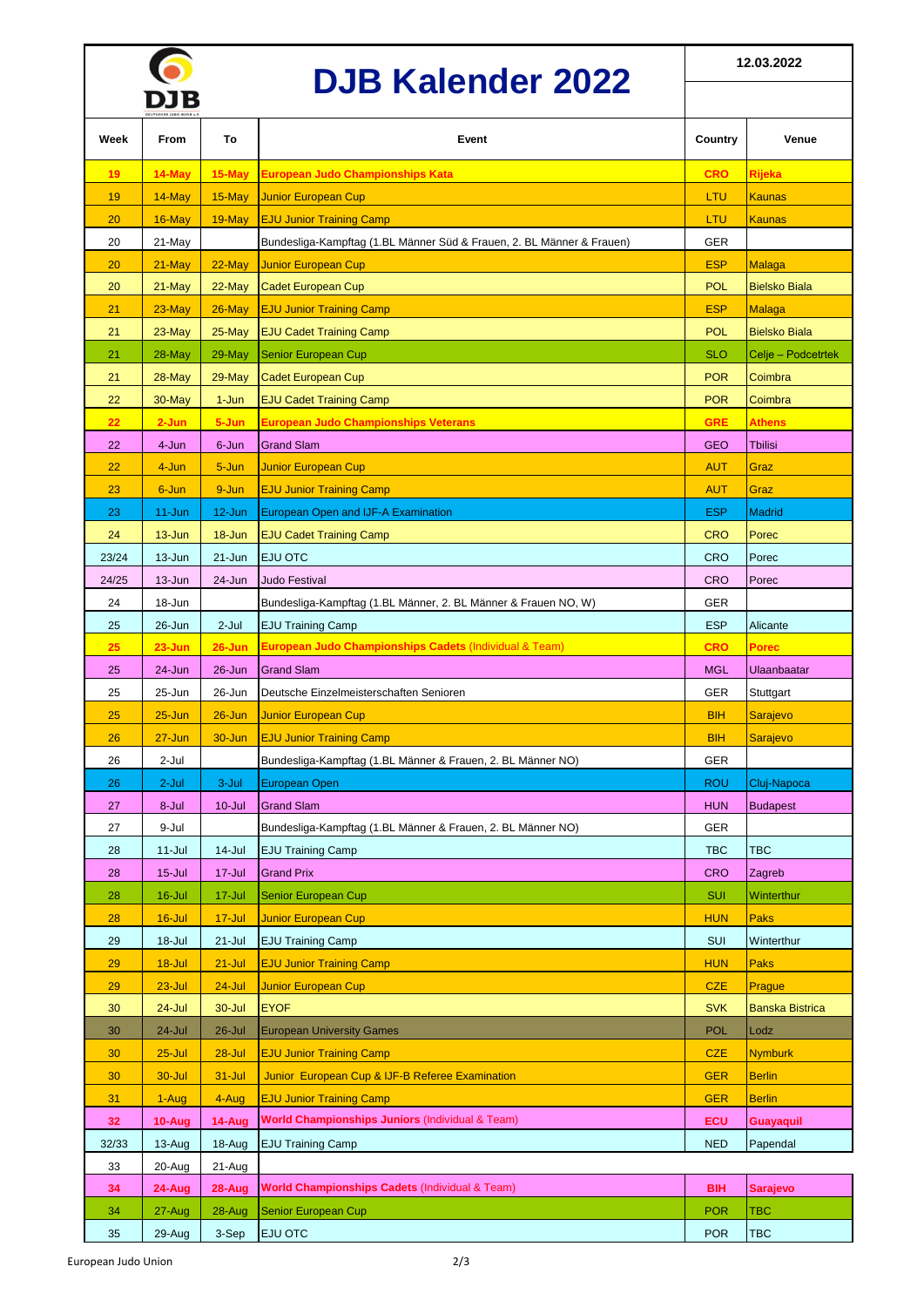# DJB Kalender 2022

12.03.2022

| Week | From | To | Event | Country | Venue |
|---|---|---|---|---|---|
| 19 | 14-May | 15-May | **European Judo Championships Kata** | **CRO** | **Rijeka** |
| 19 | 14-May | 15-May | Junior European Cup | LTU | Kaunas |
| 20 | 16-May | 19-May | EJU Junior Training Camp | LTU | Kaunas |
| 20 | 21-May | | Bundesliga-Kampftag (1.BL Männer Süd & Frauen, 2. BL Männer & Frauen) | GER | |
| 20 | 21-May | 22-May | Junior European Cup | ESP | Malaga |
| 20 | 21-May | 22-May | Cadet European Cup | POL | Bielsko Biala |
| 21 | 23-May | 26-May | EJU Junior Training Camp | ESP | Malaga |
| 21 | 23-May | 25-May | EJU Cadet Training Camp | POL | Bielsko Biala |
| 21 | 28-May | 29-May | Senior European Cup | SLO | Celje – Podcetrtek |
| 21 | 28-May | 29-May | Cadet European Cup | POR | Coimbra |
| 22 | 30-May | 1-Jun | EJU Cadet Training Camp | POR | Coimbra |
| 22 | 2-Jun | 5-Jun | **European Judo Championships Veterans** | **GRE** | **Athens** |
| 22 | 4-Jun | 6-Jun | Grand Slam | GEO | Tbilisi |
| 22 | 4-Jun | 5-Jun | Junior European Cup | AUT | Graz |
| 23 | 6-Jun | 9-Jun | EJU Junior Training Camp | AUT | Graz |
| 23 | 11-Jun | 12-Jun | European Open and IJF-A Examination | ESP | Madrid |
| 24 | 13-Jun | 18-Jun | EJU Cadet Training Camp | CRO | Porec |
| 23/24 | 13-Jun | 21-Jun | EJU OTC | CRO | Porec |
| 24/25 | 13-Jun | 24-Jun | Judo Festival | CRO | Porec |
| 24 | 18-Jun | | Bundesliga-Kampftag (1.BL Männer, 2. BL Männer & Frauen NO, W) | GER | |
| 25 | 26-Jun | 2-Jul | EJU Training Camp | ESP | Alicante |
| 25 | 23-Jun | 26-Jun | **European Judo Championships Cadets** (Individual & Team) | **CRO** | **Porec** |
| 25 | 24-Jun | 26-Jun | Grand Slam | MGL | Ulaanbaatar |
| 25 | 25-Jun | 26-Jun | Deutsche Einzelmeisterschaften Senioren | GER | Stuttgart |
| 25 | 25-Jun | 26-Jun | Junior European Cup | BIH | Sarajevo |
| 26 | 27-Jun | 30-Jun | EJU Junior Training Camp | BIH | Sarajevo |
| 26 | 2-Jul | | Bundesliga-Kampftag (1.BL Männer & Frauen, 2. BL Männer NO) | GER | |
| 26 | 2-Jul | 3-Jul | European Open | ROU | Cluj-Napoca |
| 27 | 8-Jul | 10-Jul | Grand Slam | HUN | Budapest |
| 27 | 9-Jul | | Bundesliga-Kampftag (1.BL Männer & Frauen, 2. BL Männer NO) | GER | |
| 28 | 11-Jul | 14-Jul | EJU Training Camp | TBC | TBC |
| 28 | 15-Jul | 17-Jul | Grand Prix | CRO | Zagreb |
| 28 | 16-Jul | 17-Jul | Senior European Cup | SUI | Winterthur |
| 28 | 16-Jul | 17-Jul | Junior European Cup | HUN | Paks |
| 29 | 18-Jul | 21-Jul | EJU Training Camp | SUI | Winterthur |
| 29 | 18-Jul | 21-Jul | EJU Junior Training Camp | HUN | Paks |
| 29 | 23-Jul | 24-Jul | Junior European Cup | CZE | Prague |
| 30 | 24-Jul | 30-Jul | EYOF | SVK | Banska Bistrica |
| 30 | 24-Jul | 26-Jul | European University Games | POL | Lodz |
| 30 | 25-Jul | 28-Jul | EJU Junior Training Camp | CZE | Nymburk |
| 30 | 30-Jul | 31-Jul | Junior European Cup & IJF-B Referee Examination | GER | Berlin |
| 31 | 1-Aug | 4-Aug | EJU Junior Training Camp | GER | Berlin |
| 32 | 10-Aug | 14-Aug | **World Championships Juniors** (Individual & Team) | **ECU** | **Guayaquil** |
| 32/33 | 13-Aug | 18-Aug | EJU Training Camp | NED | Papendal |
| 33 | 20-Aug | 21-Aug | | | |
| 34 | 24-Aug | 28-Aug | **World Championships Cadets** (Individual & Team) | **BIH** | **Sarajevo** |
| 34 | 27-Aug | 28-Aug | Senior European Cup | POR | TBC |
| 35 | 29-Aug | 3-Sep | EJU OTC | POR | TBC |

European Judo Union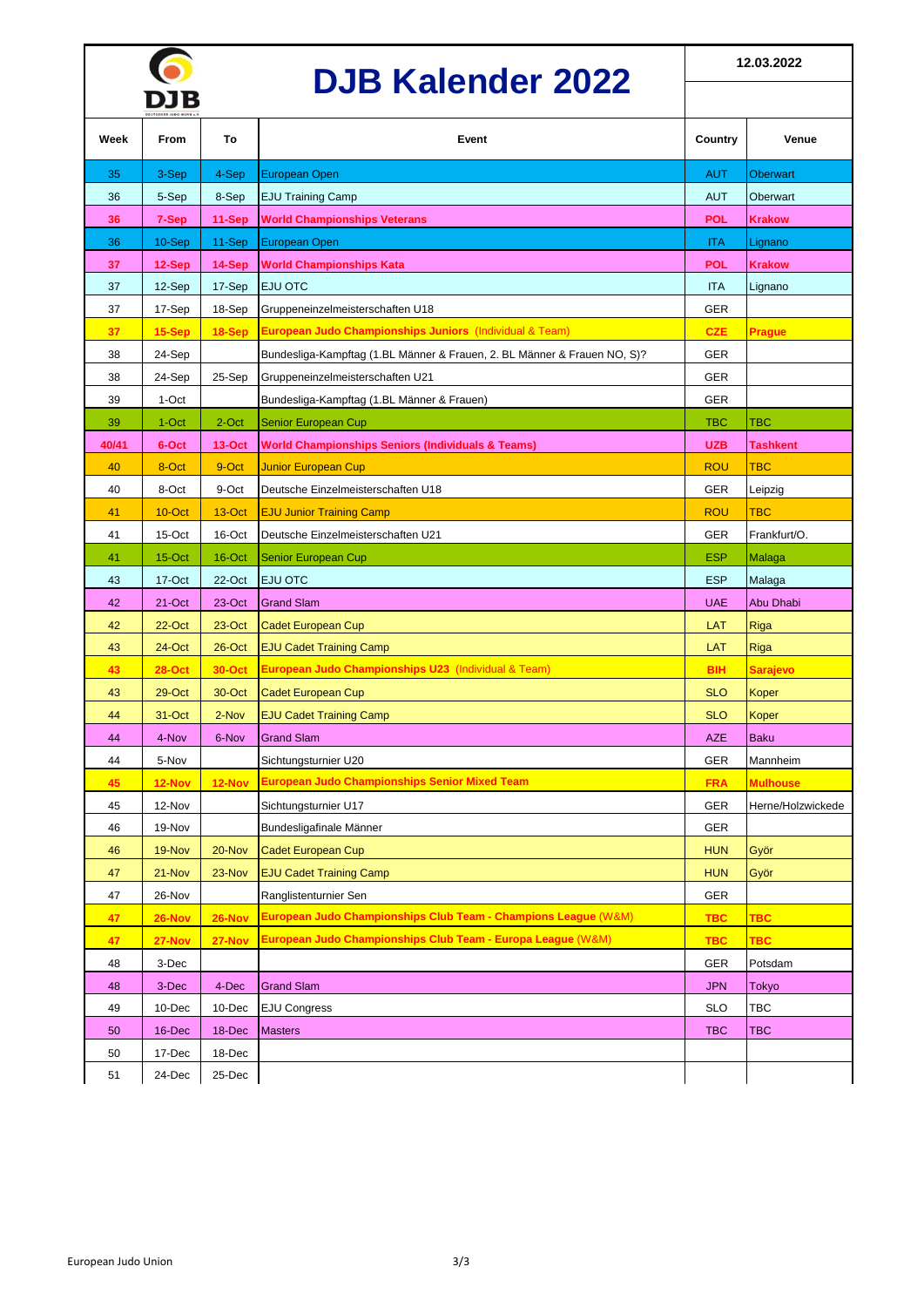# DJB Kalender 2022

12.03.2022

| Week | From | To | Event | Country | Venue |
|---|---|---|---|---|---|
| 35 | 3-Sep | 4-Sep | European Open | AUT | Oberwart |
| 36 | 5-Sep | 8-Sep | EJU Training Camp | AUT | Oberwart |
| 36 | 7-Sep | 11-Sep | **World Championships Veterans** | POL | Krakow |
| 36 | 10-Sep | 11-Sep | European Open | ITA | Lignano |
| 37 | 12-Sep | 14-Sep | **World Championships Kata** | POL | Krakow |
| 37 | 12-Sep | 17-Sep | EJU OTC | ITA | Lignano |
| 37 | 17-Sep | 18-Sep | Gruppeneinzelmeisterschaften U18 | GER | |
| 37 | 15-Sep | 18-Sep | **European Judo Championships Juniors** (Individual & Team) | CZE | Prague |
| 38 | 24-Sep | | Bundesliga-Kampftag (1.BL Männer & Frauen, 2. BL Männer & Frauen NO, S)? | GER | |
| 38 | 24-Sep | 25-Sep | Gruppeneinzelmeisterschaften U21 | GER | |
| 39 | 1-Oct | | Bundesliga-Kampftag (1.BL Männer & Frauen) | GER | |
| 39 | 1-Oct | 2-Oct | Senior European Cup | TBC | TBC |
| 40/41 | 6-Oct | 13-Oct | **World Championships Seniors (Individuals & Teams)** | UZB | Tashkent |
| 40 | 8-Oct | 9-Oct | Junior European Cup | ROU | TBC |
| 40 | 8-Oct | 9-Oct | Deutsche Einzelmeisterschaften U18 | GER | Leipzig |
| 41 | 10-Oct | 13-Oct | EJU Junior Training Camp | ROU | TBC |
| 41 | 15-Oct | 16-Oct | Deutsche Einzelmeisterschaften U21 | GER | Frankfurt/O. |
| 41 | 15-Oct | 16-Oct | Senior European Cup | ESP | Malaga |
| 43 | 17-Oct | 22-Oct | EJU OTC | ESP | Malaga |
| 42 | 21-Oct | 23-Oct | Grand Slam | UAE | Abu Dhabi |
| 42 | 22-Oct | 23-Oct | Cadet European Cup | LAT | Riga |
| 43 | 24-Oct | 26-Oct | EJU Cadet Training Camp | LAT | Riga |
| 43 | 28-Oct | 30-Oct | **European Judo Championships U23** (Individual & Team) | BIH | Sarajevo |
| 43 | 29-Oct | 30-Oct | Cadet European Cup | SLO | Koper |
| 44 | 31-Oct | 2-Nov | EJU Cadet Training Camp | SLO | Koper |
| 44 | 4-Nov | 6-Nov | Grand Slam | AZE | Baku |
| 44 | 5-Nov | | Sichtungsturnier U20 | GER | Mannheim |
| 45 | 12-Nov | 12-Nov | **European Judo Championships Senior Mixed Team** | FRA | Mulhouse |
| 45 | 12-Nov | | Sichtungsturnier U17 | GER | Herne/Holzwickede |
| 46 | 19-Nov | | Bundesligafinale Männer | GER | |
| 46 | 19-Nov | 20-Nov | Cadet European Cup | HUN | Györ |
| 47 | 21-Nov | 23-Nov | EJU Cadet Training Camp | HUN | Györ |
| 47 | 26-Nov | | Ranglistenturnier Sen | GER | |
| 47 | 26-Nov | 26-Nov | **European Judo Championships Club Team - Champions League** (W&M) | TBC | TBC |
| 47 | 27-Nov | 27-Nov | **European Judo Championships Club Team - Europa League** (W&M) | TBC | TBC |
| 48 | 3-Dec | | | GER | Potsdam |
| 48 | 3-Dec | 4-Dec | Grand Slam | JPN | Tokyo |
| 49 | 10-Dec | 10-Dec | EJU Congress | SLO | TBC |
| 50 | 16-Dec | 18-Dec | Masters | TBC | TBC |
| 50 | 17-Dec | 18-Dec | | | |
| 51 | 24-Dec | 25-Dec | | | |

European Judo Union